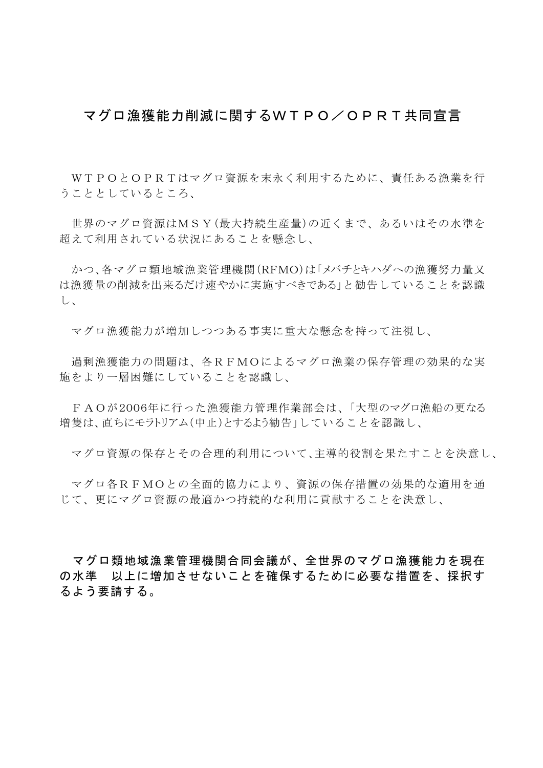# マグロ漁獲能力削減に関するＷＴＰＯ／ＯＰＲＴ共同宣言

ＷＴＰＯとＯＰＲＴはマグロ資源を末永く利用するために、責任ある漁業を行うこととしているところ、

世界のマグロ資源はＭＳＹ(最大持続生産量)の近くまで、あるいはその水準を超えて利用されている状況にあることを懸念し、

かつ、各マグロ類地域漁業管理機関(RFMO)は「メバチとキハダへの漁獲努力量又は漁獲量の削減を出来るだけ速やかに実施すべきである」と勧告していることを認識し、

マグロ漁獲能力が増加しつつある事実に重大な懸念を持って注視し、

過剰漁獲能力の問題は、各ＲＦＭＯによるマグロ漁業の保存管理の効果的な実施をより一層困難にしていることを認識し、

ＦＡＯが2006年に行った漁獲能力管理作業部会は、「大型のマグロ漁船の更なる増隻は、直ちにモラトリアム(中止)とするよう勧告」していることを認識し、

マグロ資源の保存とその合理的利用について、主導的役割を果たすことを決意し、

マグロ各ＲＦＭＯとの全面的協力により、資源の保存措置の効果的な適用を通じて、更にマグロ資源の最適かつ持続的な利用に貢献することを決意し、

**マグロ類地域漁業管理機関合同会議が、全世界のマグロ漁獲能力を現在の水準　以上に増加させないことを確保するために必要な措置を、採択するよう要請する。**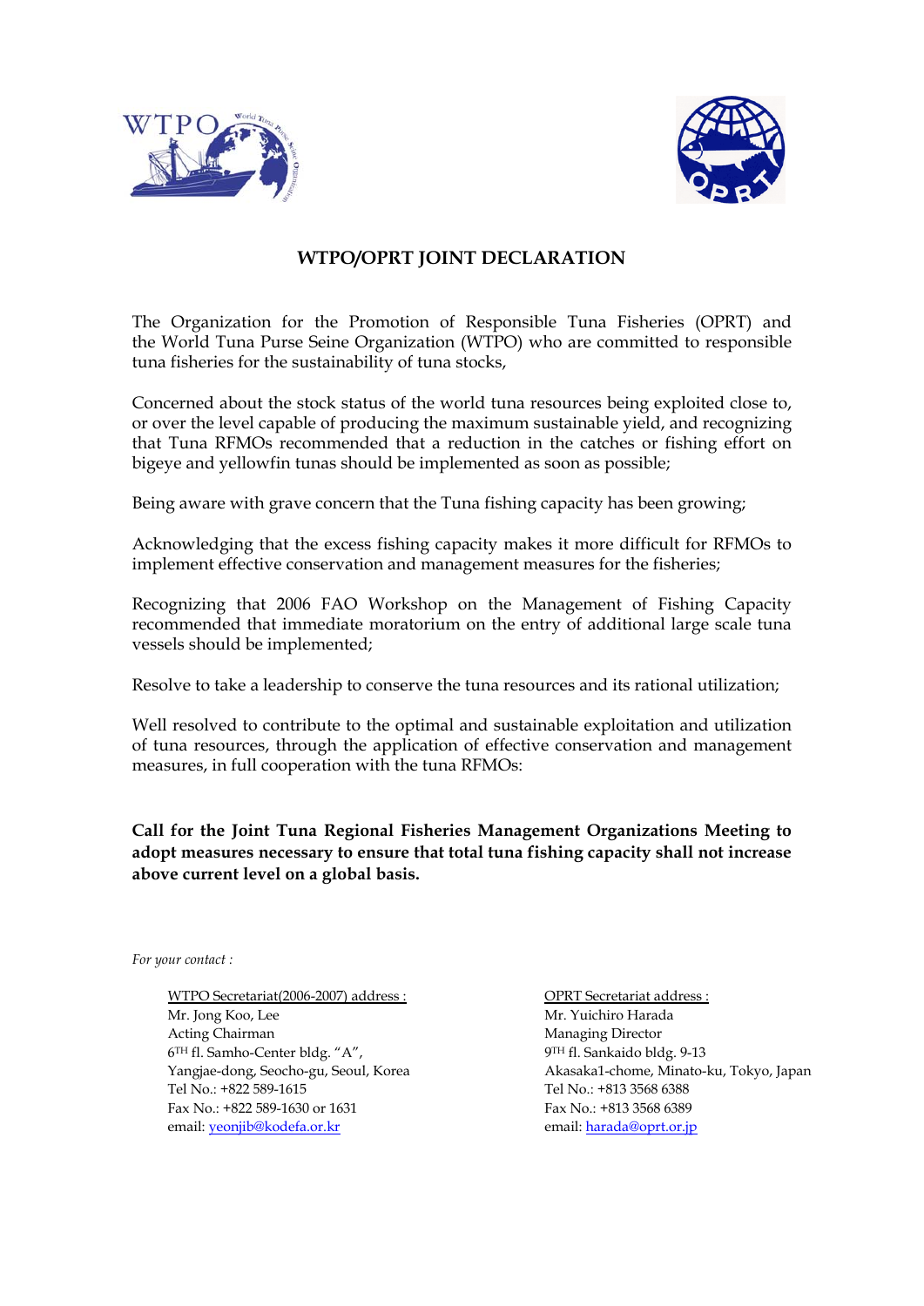# WTPO/OPRT JOINT DECLARATION

The Organization for the Promotion of Responsible Tuna Fisheries (OPRT) and the World Tuna Purse Seine Organization (WTPO) who are committed to responsible tuna fisheries for the sustainability of tuna stocks,

Concerned about the stock status of the world tuna resources being exploited close to, or over the level capable of producing the maximum sustainable yield, and recognizing that Tuna RFMOs recommended that a reduction in the catches or fishing effort on bigeye and yellowfin tunas should be implemented as soon as possible;

Being aware with grave concern that the Tuna fishing capacity has been growing;

Acknowledging that the excess fishing capacity makes it more difficult for RFMOs to implement effective conservation and management measures for the fisheries;

Recognizing that 2006 FAO Workshop on the Management of Fishing Capacity recommended that immediate moratorium on the entry of additional large scale tuna vessels should be implemented;

Resolve to take a leadership to conserve the tuna resources and its rational utilization;

Well resolved to contribute to the optimal and sustainable exploitation and utilization of tuna resources, through the application of effective conservation and management measures, in full cooperation with the tuna RFMOs:

**Call for the Joint Tuna Regional Fisheries Management Organizations Meeting to adopt measures necessary to ensure that total tuna fishing capacity shall not increase above current level on a global basis.**

*For your contact :*

WTPO Secretariat(2006-2007) address :
Mr. Jong Koo, Lee
Acting Chairman
6TH fl. Samho-Center bldg. "A",
Yangjae-dong, Seocho-gu, Seoul, Korea
Tel No.: +822 589-1615
Fax No.: +822 589-1630 or 1631
email: yeonjib@kodefa.or.kr

OPRT Secretariat address :
Mr. Yuichiro Harada
Managing Director
9TH fl. Sankaido bldg. 9-13
Akasaka1-chome, Minato-ku, Tokyo, Japan
Tel No.: +813 3568 6388
Fax No.: +813 3568 6389
email: harada@oprt.or.jp